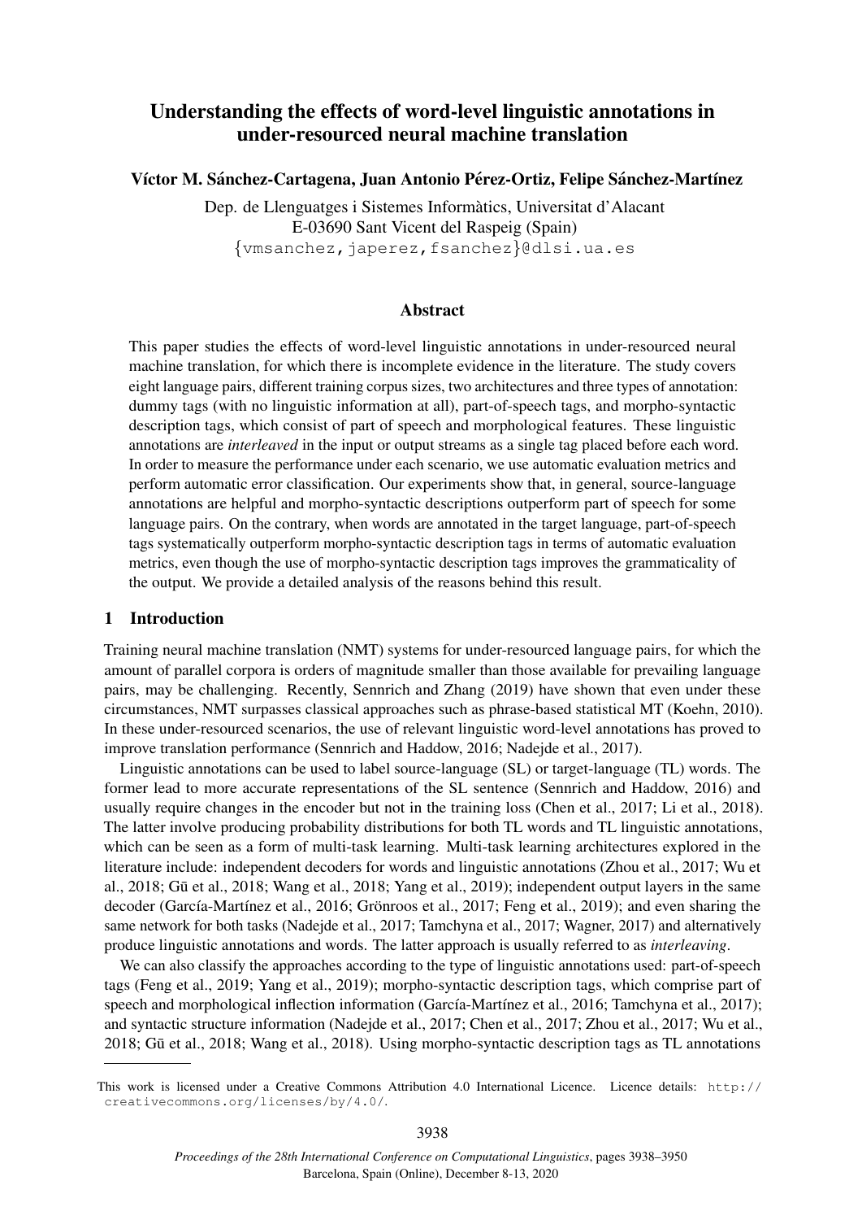# Understanding the effects of word-level linguistic annotations in under-resourced neural machine translation

**Víctor M. Sánchez-Cartagena, Juan Antonio Pérez-Ortiz, Felipe Sánchez-Martínez**

Dep. de Llenguatges i Sistemes Informàtics, Universitat d'Alacant
E-03690 Sant Vicent del Raspeig (Spain)
{vmsanchez,japerez,fsanchez}@dlsi.ua.es

## Abstract

This paper studies the effects of word-level linguistic annotations in under-resourced neural machine translation, for which there is incomplete evidence in the literature. The study covers eight language pairs, different training corpus sizes, two architectures and three types of annotation: dummy tags (with no linguistic information at all), part-of-speech tags, and morpho-syntactic description tags, which consist of part of speech and morphological features. These linguistic annotations are *interleaved* in the input or output streams as a single tag placed before each word. In order to measure the performance under each scenario, we use automatic evaluation metrics and perform automatic error classification. Our experiments show that, in general, source-language annotations are helpful and morpho-syntactic descriptions outperform part of speech for some language pairs. On the contrary, when words are annotated in the target language, part-of-speech tags systematically outperform morpho-syntactic description tags in terms of automatic evaluation metrics, even though the use of morpho-syntactic description tags improves the grammaticality of the output. We provide a detailed analysis of the reasons behind this result.

## 1 Introduction

Training neural machine translation (NMT) systems for under-resourced language pairs, for which the amount of parallel corpora is orders of magnitude smaller than those available for prevailing language pairs, may be challenging. Recently, Sennrich and Zhang (2019) have shown that even under these circumstances, NMT surpasses classical approaches such as phrase-based statistical MT (Koehn, 2010). In these under-resourced scenarios, the use of relevant linguistic word-level annotations has proved to improve translation performance (Sennrich and Haddow, 2016; Nadejde et al., 2017).

Linguistic annotations can be used to label source-language (SL) or target-language (TL) words. The former lead to more accurate representations of the SL sentence (Sennrich and Haddow, 2016) and usually require changes in the encoder but not in the training loss (Chen et al., 2017; Li et al., 2018). The latter involve producing probability distributions for both TL words and TL linguistic annotations, which can be seen as a form of multi-task learning. Multi-task learning architectures explored in the literature include: independent decoders for words and linguistic annotations (Zhou et al., 2017; Wu et al., 2018; Gū et al., 2018; Wang et al., 2018; Yang et al., 2019); independent output layers in the same decoder (García-Martínez et al., 2016; Grönroos et al., 2017; Feng et al., 2019); and even sharing the same network for both tasks (Nadejde et al., 2017; Tamchyna et al., 2017; Wagner, 2017) and alternatively produce linguistic annotations and words. The latter approach is usually referred to as *interleaving*.

We can also classify the approaches according to the type of linguistic annotations used: part-of-speech tags (Feng et al., 2019; Yang et al., 2019); morpho-syntactic description tags, which comprise part of speech and morphological inflection information (García-Martínez et al., 2016; Tamchyna et al., 2017); and syntactic structure information (Nadejde et al., 2017; Chen et al., 2017; Zhou et al., 2017; Wu et al., 2018; Gū et al., 2018; Wang et al., 2018). Using morpho-syntactic description tags as TL annotations

This work is licensed under a Creative Commons Attribution 4.0 International Licence. Licence details: http://creativecommons.org/licenses/by/4.0/.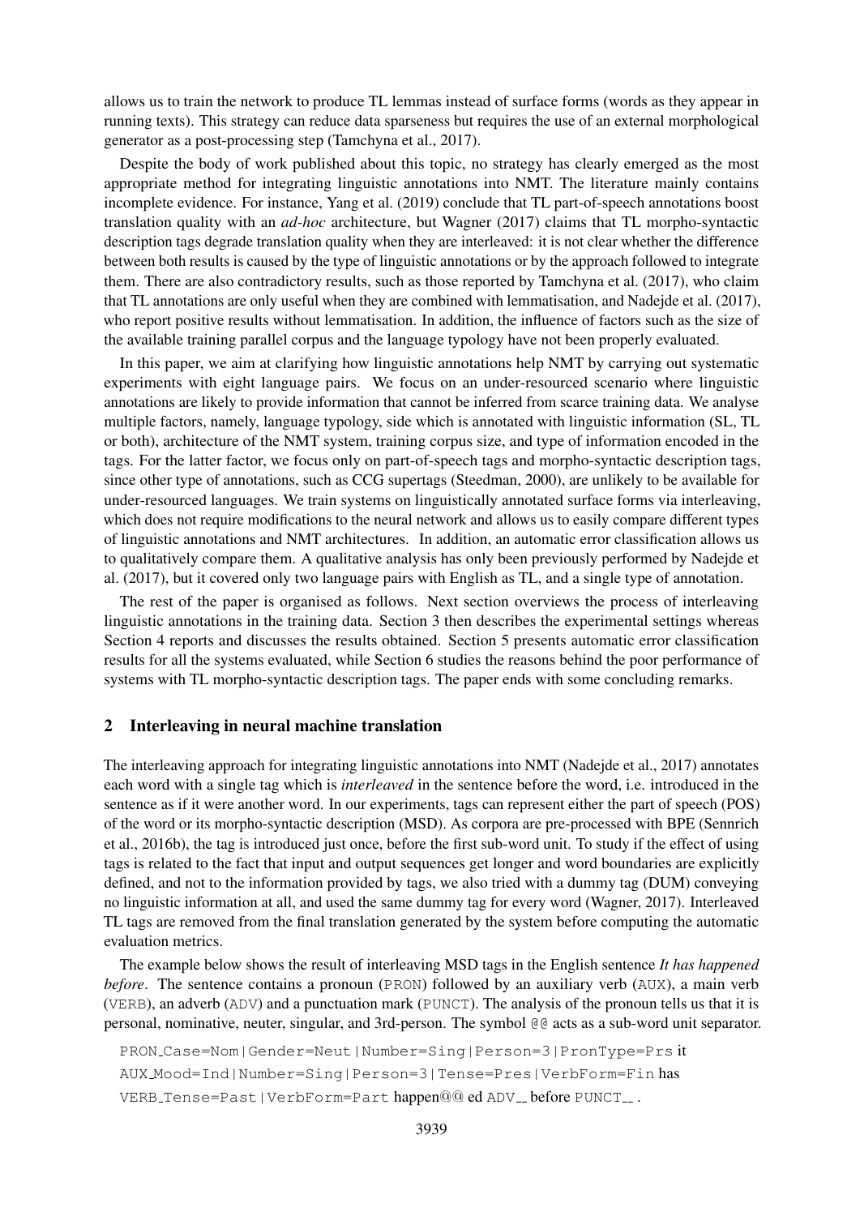allows us to train the network to produce TL lemmas instead of surface forms (words as they appear in running texts). This strategy can reduce data sparseness but requires the use of an external morphological generator as a post-processing step (Tamchyna et al., 2017).

Despite the body of work published about this topic, no strategy has clearly emerged as the most appropriate method for integrating linguistic annotations into NMT. The literature mainly contains incomplete evidence. For instance, Yang et al. (2019) conclude that TL part-of-speech annotations boost translation quality with an *ad-hoc* architecture, but Wagner (2017) claims that TL morpho-syntactic description tags degrade translation quality when they are interleaved: it is not clear whether the difference between both results is caused by the type of linguistic annotations or by the approach followed to integrate them. There are also contradictory results, such as those reported by Tamchyna et al. (2017), who claim that TL annotations are only useful when they are combined with lemmatisation, and Nadejde et al. (2017), who report positive results without lemmatisation. In addition, the influence of factors such as the size of the available training parallel corpus and the language typology have not been properly evaluated.

In this paper, we aim at clarifying how linguistic annotations help NMT by carrying out systematic experiments with eight language pairs. We focus on an under-resourced scenario where linguistic annotations are likely to provide information that cannot be inferred from scarce training data. We analyse multiple factors, namely, language typology, side which is annotated with linguistic information (SL, TL or both), architecture of the NMT system, training corpus size, and type of information encoded in the tags. For the latter factor, we focus only on part-of-speech tags and morpho-syntactic description tags, since other type of annotations, such as CCG supertags (Steedman, 2000), are unlikely to be available for under-resourced languages. We train systems on linguistically annotated surface forms via interleaving, which does not require modifications to the neural network and allows us to easily compare different types of linguistic annotations and NMT architectures. In addition, an automatic error classification allows us to qualitatively compare them. A qualitative analysis has only been previously performed by Nadejde et al. (2017), but it covered only two language pairs with English as TL, and a single type of annotation.

The rest of the paper is organised as follows. Next section overviews the process of interleaving linguistic annotations in the training data. Section 3 then describes the experimental settings whereas Section 4 reports and discusses the results obtained. Section 5 presents automatic error classification results for all the systems evaluated, while Section 6 studies the reasons behind the poor performance of systems with TL morpho-syntactic description tags. The paper ends with some concluding remarks.

## 2 Interleaving in neural machine translation

The interleaving approach for integrating linguistic annotations into NMT (Nadejde et al., 2017) annotates each word with a single tag which is *interleaved* in the sentence before the word, i.e. introduced in the sentence as if it were another word. In our experiments, tags can represent either the part of speech (POS) of the word or its morpho-syntactic description (MSD). As corpora are pre-processed with BPE (Sennrich et al., 2016b), the tag is introduced just once, before the first sub-word unit. To study if the effect of using tags is related to the fact that input and output sequences get longer and word boundaries are explicitly defined, and not to the information provided by tags, we also tried with a dummy tag (DUM) conveying no linguistic information at all, and used the same dummy tag for every word (Wagner, 2017). Interleaved TL tags are removed from the final translation generated by the system before computing the automatic evaluation metrics.

The example below shows the result of interleaving MSD tags in the English sentence *It has happened before*. The sentence contains a pronoun (`PRON`) followed by an auxiliary verb (`AUX`), a main verb (`VERB`), an adverb (`ADV`) and a punctuation mark (`PUNCT`). The analysis of the pronoun tells us that it is personal, nominative, neuter, singular, and 3rd-person. The symbol `@@` acts as a sub-word unit separator.

`PRON_Case=Nom|Gender=Neut|Number=Sing|Person=3|PronType=Prs` it
`AUX_Mood=Ind|Number=Sing|Person=3|Tense=Pres|VerbForm=Fin` has
`VERB_Tense=Past|VerbForm=Part` happen@@ ed `ADV__` before `PUNCT__` .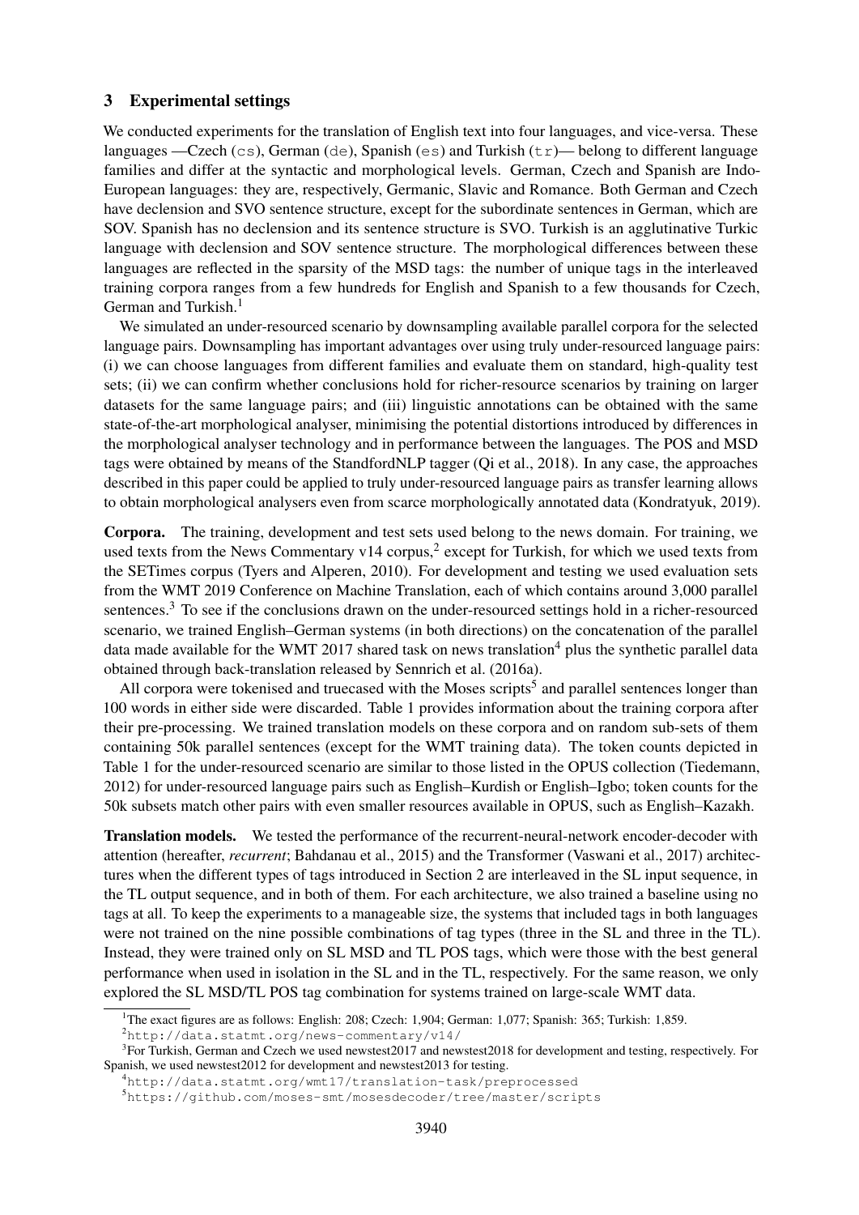## 3 Experimental settings

We conducted experiments for the translation of English text into four languages, and vice-versa. These languages —Czech (`cs`), German (`de`), Spanish (`es`) and Turkish (`tr`)— belong to different language families and differ at the syntactic and morphological levels. German, Czech and Spanish are Indo-European languages: they are, respectively, Germanic, Slavic and Romance. Both German and Czech have declension and SVO sentence structure, except for the subordinate sentences in German, which are SOV. Spanish has no declension and its sentence structure is SVO. Turkish is an agglutinative Turkic language with declension and SOV sentence structure. The morphological differences between these languages are reflected in the sparsity of the MSD tags: the number of unique tags in the interleaved training corpora ranges from a few hundreds for English and Spanish to a few thousands for Czech, German and Turkish.[1]

We simulated an under-resourced scenario by downsampling available parallel corpora for the selected language pairs. Downsampling has important advantages over using truly under-resourced language pairs: (i) we can choose languages from different families and evaluate them on standard, high-quality test sets; (ii) we can confirm whether conclusions hold for richer-resource scenarios by training on larger datasets for the same language pairs; and (iii) linguistic annotations can be obtained with the same state-of-the-art morphological analyser, minimising the potential distortions introduced by differences in the morphological analyser technology and in performance between the languages. The POS and MSD tags were obtained by means of the StandfordNLP tagger (Qi et al., 2018). In any case, the approaches described in this paper could be applied to truly under-resourced language pairs as transfer learning allows to obtain morphological analysers even from scarce morphologically annotated data (Kondratyuk, 2019).

**Corpora.** The training, development and test sets used belong to the news domain. For training, we used texts from the News Commentary v14 corpus,[2] except for Turkish, for which we used texts from the SETimes corpus (Tyers and Alperen, 2010). For development and testing we used evaluation sets from the WMT 2019 Conference on Machine Translation, each of which contains around 3,000 parallel sentences.[3] To see if the conclusions drawn on the under-resourced settings hold in a richer-resourced scenario, we trained English–German systems (in both directions) on the concatenation of the parallel data made available for the WMT 2017 shared task on news translation[4] plus the synthetic parallel data obtained through back-translation released by Sennrich et al. (2016a).

All corpora were tokenised and truecased with the Moses scripts[5] and parallel sentences longer than 100 words in either side were discarded. Table 1 provides information about the training corpora after their pre-processing. We trained translation models on these corpora and on random sub-sets of them containing 50k parallel sentences (except for the WMT training data). The token counts depicted in Table 1 for the under-resourced scenario are similar to those listed in the OPUS collection (Tiedemann, 2012) for under-resourced language pairs such as English–Kurdish or English–Igbo; token counts for the 50k subsets match other pairs with even smaller resources available in OPUS, such as English–Kazakh.

**Translation models.** We tested the performance of the recurrent-neural-network encoder-decoder with attention (hereafter, *recurrent*; Bahdanau et al., 2015) and the Transformer (Vaswani et al., 2017) architectures when the different types of tags introduced in Section 2 are interleaved in the SL input sequence, in the TL output sequence, and in both of them. For each architecture, we also trained a baseline using no tags at all. To keep the experiments to a manageable size, the systems that included tags in both languages were not trained on the nine possible combinations of tag types (three in the SL and three in the TL). Instead, they were trained only on SL MSD and TL POS tags, which were those with the best general performance when used in isolation in the SL and in the TL, respectively. For the same reason, we only explored the SL MSD/TL POS tag combination for systems trained on large-scale WMT data.

---

[1] The exact figures are as follows: English: 208; Czech: 1,904; German: 1,077; Spanish: 365; Turkish: 1,859.

[2] `http://data.statmt.org/news-commentary/v14/`

[3] For Turkish, German and Czech we used newstest2017 and newstest2018 for development and testing, respectively. For Spanish, we used newstest2012 for development and newstest2013 for testing.

[4] `http://data.statmt.org/wmt17/translation-task/preprocessed`

[5] `https://github.com/moses-smt/mosesdecoder/tree/master/scripts`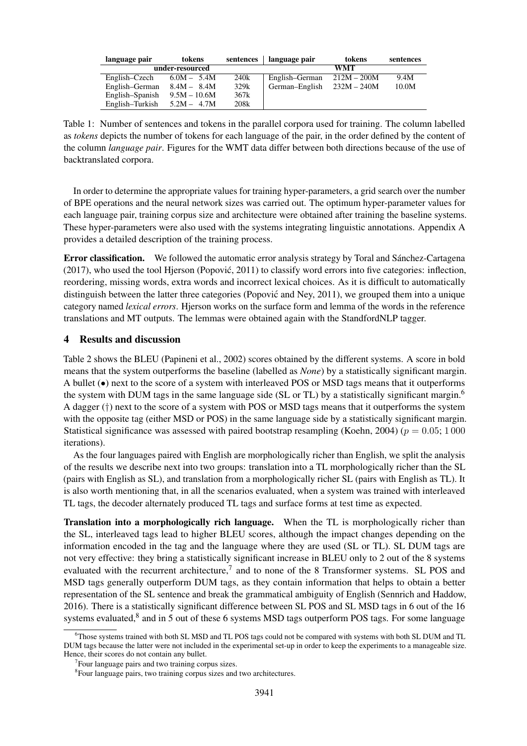| language pair | tokens | sentences | language pair | tokens | sentences |
|---|---|---|---|---|---|
| under-resourced | | | WMT | | |
| English–Czech | 6.0M – 5.4M | 240k | English–German | 212M – 200M | 9.4M |
| English–German | 8.4M – 8.4M | 329k | German–English | 232M – 240M | 10.0M |
| English–Spanish | 9.5M – 10.6M | 367k | | | |
| English–Turkish | 5.2M – 4.7M | 208k | | | |

Table 1: Number of sentences and tokens in the parallel corpora used for training. The column labelled as *tokens* depicts the number of tokens for each language of the pair, in the order defined by the content of the column *language pair*. Figures for the WMT data differ between both directions because of the use of backtranslated corpora.

In order to determine the appropriate values for training hyper-parameters, a grid search over the number of BPE operations and the neural network sizes was carried out. The optimum hyper-parameter values for each language pair, training corpus size and architecture were obtained after training the baseline systems. These hyper-parameters were also used with the systems integrating linguistic annotations. Appendix A provides a detailed description of the training process.

**Error classification.** We followed the automatic error analysis strategy by Toral and Sánchez-Cartagena (2017), who used the tool Hjerson (Popović, 2011) to classify word errors into five categories: inflection, reordering, missing words, extra words and incorrect lexical choices. As it is difficult to automatically distinguish between the latter three categories (Popović and Ney, 2011), we grouped them into a unique category named *lexical errors*. Hjerson works on the surface form and lemma of the words in the reference translations and MT outputs. The lemmas were obtained again with the StandfordNLP tagger.

## 4 Results and discussion

Table 2 shows the BLEU (Papineni et al., 2002) scores obtained by the different systems. A score in bold means that the system outperforms the baseline (labelled as *None*) by a statistically significant margin. A bullet (•) next to the score of a system with interleaved POS or MSD tags means that it outperforms the system with DUM tags in the same language side (SL or TL) by a statistically significant margin.[6] A dagger (†) next to the score of a system with POS or MSD tags means that it outperforms the system with the opposite tag (either MSD or POS) in the same language side by a statistically significant margin. Statistical significance was assessed with paired bootstrap resampling (Koehn, 2004) ($p = 0.05$; 1 000 iterations).

As the four languages paired with English are morphologically richer than English, we split the analysis of the results we describe next into two groups: translation into a TL morphologically richer than the SL (pairs with English as SL), and translation from a morphologically richer SL (pairs with English as TL). It is also worth mentioning that, in all the scenarios evaluated, when a system was trained with interleaved TL tags, the decoder alternately produced TL tags and surface forms at test time as expected.

**Translation into a morphologically rich language.** When the TL is morphologically richer than the SL, interleaved tags lead to higher BLEU scores, although the impact changes depending on the information encoded in the tag and the language where they are used (SL or TL). SL DUM tags are not very effective: they bring a statistically significant increase in BLEU only to 2 out of the 8 systems evaluated with the recurrent architecture,[7] and to none of the 8 Transformer systems. SL POS and MSD tags generally outperform DUM tags, as they contain information that helps to obtain a better representation of the SL sentence and break the grammatical ambiguity of English (Sennrich and Haddow, 2016). There is a statistically significant difference between SL POS and SL MSD tags in 6 out of the 16 systems evaluated,[8] and in 5 out of these 6 systems MSD tags outperform POS tags. For some language

[6] Those systems trained with both SL MSD and TL POS tags could not be compared with systems with both SL DUM and TL DUM tags because the latter were not included in the experimental set-up in order to keep the experiments to a manageable size. Hence, their scores do not contain any bullet.

[7] Four language pairs and two training corpus sizes.

[8] Four language pairs, two training corpus sizes and two architectures.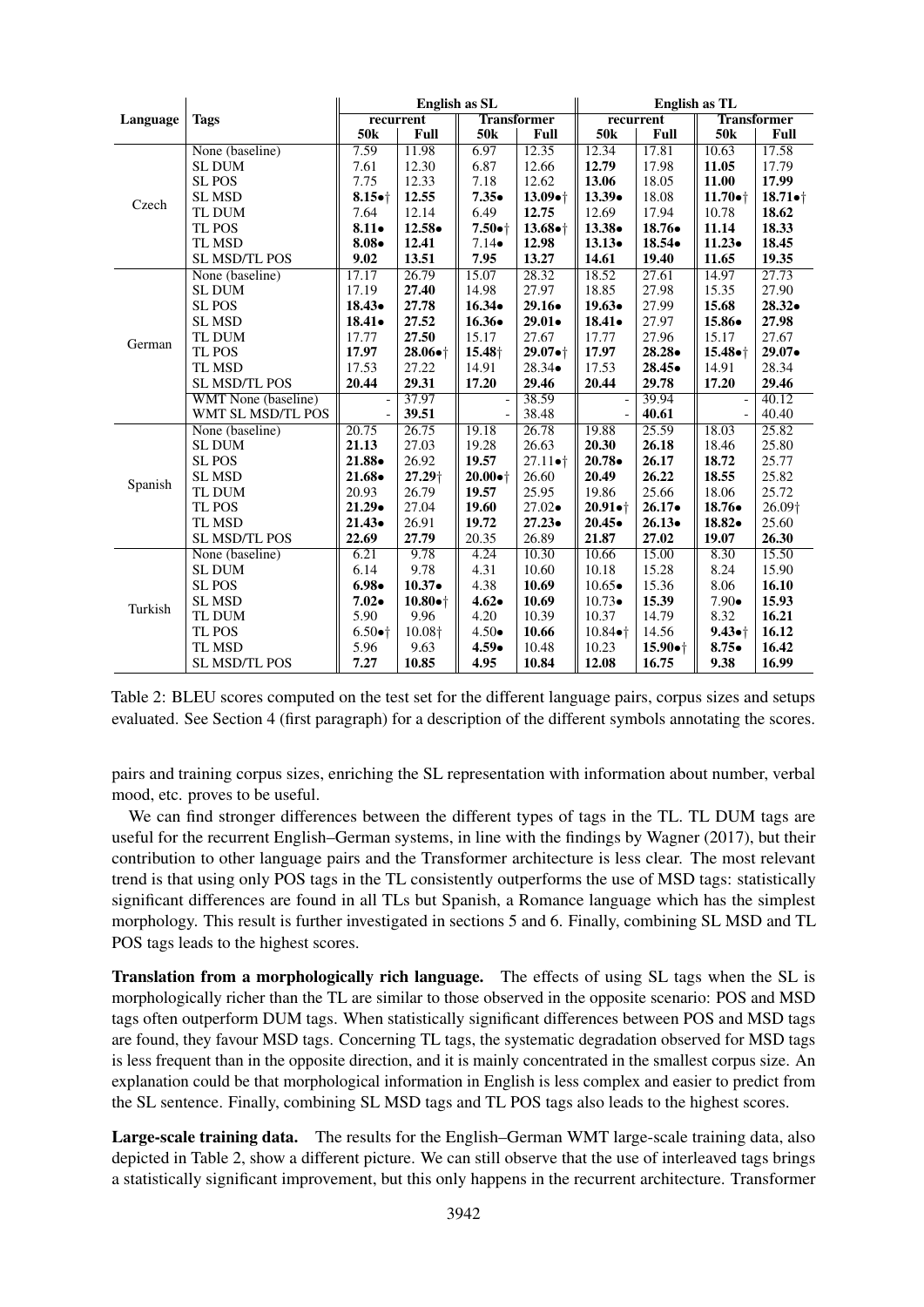| Language | Tags | English as SL | | | | English as TL | | | |
|---|---|---|---|---|---|---|---|---|---|
| | | recurrent | | Transformer | | recurrent | | Transformer | |
| | | 50k | Full | 50k | Full | 50k | Full | 50k | Full |
| Czech | None (baseline) | 7.59 | 11.98 | 6.97 | 12.35 | 12.34 | 17.81 | 10.63 | 17.58 |
| | SL DUM | 7.61 | 12.30 | 6.87 | 12.66 | **12.79** | 17.98 | **11.05** | 17.79 |
| | SL POS | 7.75 | 12.33 | 7.18 | 12.62 | **13.06** | 18.05 | **11.00** | **17.99** |
| | SL MSD | **8.15•†** | **12.55** | **7.35•** | **13.09•†** | **13.39•** | 18.08 | **11.70•†** | **18.71•†** |
| | TL DUM | 7.64 | 12.14 | 6.49 | **12.75** | 12.69 | 17.94 | 10.78 | **18.62** |
| | TL POS | **8.11•** | **12.58•** | **7.50•†** | **13.68•†** | **13.38•** | **18.76•** | **11.14** | **18.33** |
| | TL MSD | **8.08•** | **12.41** | 7.14• | **12.98** | **13.13•** | **18.54•** | **11.23•** | **18.45** |
| | SL MSD/TL POS | **9.02** | **13.51** | **7.95** | **13.27** | **14.61** | **19.40** | **11.65** | **19.35** |
| German | None (baseline) | 17.17 | 26.79 | 15.07 | 28.32 | 18.52 | 27.61 | 14.97 | 27.73 |
| | SL DUM | 17.19 | **27.40** | 14.98 | 27.97 | 18.85 | 27.98 | 15.35 | 27.90 |
| | SL POS | **18.43•** | **27.78** | **16.34•** | **29.16•** | **19.63•** | 27.99 | **15.68** | **28.32•** |
| | SL MSD | **18.41•** | **27.52** | **16.36•** | **29.01•** | **18.41•** | 27.97 | **15.86•** | **27.98** |
| | TL DUM | 17.77 | **27.50** | 15.17 | 27.67 | 17.77 | 27.96 | 15.17 | 27.67 |
| | TL POS | **17.97** | **28.06•†** | **15.48†** | **29.07•†** | **17.97** | **28.28•** | **15.48•†** | **29.07•** |
| | TL MSD | 17.53 | 27.22 | 14.91 | 28.34• | 17.53 | **28.45•** | 14.91 | 28.34 |
| | SL MSD/TL POS | **20.44** | **29.31** | **17.20** | **29.46** | **20.44** | **29.78** | **17.20** | **29.46** |
| | WMT None (baseline) | - | 37.97 | - | 38.59 | - | 39.94 | - | 40.12 |
| | WMT SL MSD/TL POS | - | **39.51** | - | 38.48 | - | **40.61** | - | 40.40 |
| Spanish | None (baseline) | 20.75 | 26.75 | 19.18 | 26.78 | 19.88 | 25.59 | 18.03 | 25.82 |
| | SL DUM | **21.13** | 27.03 | 19.28 | 26.63 | **20.30** | **26.18** | 18.46 | 25.80 |
| | SL POS | **21.88•** | 26.92 | **19.57** | 27.11•† | **20.78•** | **26.17** | **18.72** | 25.77 |
| | SL MSD | **21.68•** | **27.29†** | **20.00•†** | 26.60 | **20.49** | **26.22** | **18.55** | 25.82 |
| | TL DUM | 20.93 | 26.79 | **19.57** | 25.95 | 19.86 | 25.66 | 18.06 | 25.72 |
| | TL POS | **21.29•** | 27.04 | **19.60** | 27.02• | **20.91•†** | **26.17•** | **18.76•** | 26.09† |
| | TL MSD | **21.43•** | 26.91 | **19.72** | **27.23•** | **20.45•** | **26.13•** | **18.82•** | 25.60 |
| | SL MSD/TL POS | **22.69** | **27.79** | 20.35 | 26.89 | **21.87** | **27.02** | **19.07** | **26.30** |
| Turkish | None (baseline) | 6.21 | 9.78 | 4.24 | 10.30 | 10.66 | 15.00 | 8.30 | 15.50 |
| | SL DUM | 6.14 | 9.78 | 4.31 | 10.60 | 10.18 | 15.28 | 8.24 | 15.90 |
| | SL POS | **6.98•** | **10.37•** | 4.38 | **10.69** | 10.65• | 15.36 | 8.06 | **16.10** |
| | SL MSD | **7.02•** | **10.80•†** | **4.62•** | **10.69** | 10.73• | **15.39** | 7.90• | **15.93** |
| | TL DUM | 5.90 | 9.96 | 4.20 | 10.39 | 10.37 | 14.79 | 8.32 | **16.21** |
| | TL POS | 6.50•† | 10.08† | 4.50• | **10.66** | 10.84•† | 14.56 | **9.43•†** | **16.12** |
| | TL MSD | 5.96 | 9.63 | **4.59•** | 10.48 | 10.23 | **15.90•†** | **8.75•** | **16.42** |
| | SL MSD/TL POS | **7.27** | **10.85** | **4.95** | **10.84** | **12.08** | **16.75** | **9.38** | **16.99** |

Table 2: BLEU scores computed on the test set for the different language pairs, corpus sizes and setups evaluated. See Section 4 (first paragraph) for a description of the different symbols annotating the scores.

pairs and training corpus sizes, enriching the SL representation with information about number, verbal mood, etc. proves to be useful.

We can find stronger differences between the different types of tags in the TL. TL DUM tags are useful for the recurrent English–German systems, in line with the findings by Wagner (2017), but their contribution to other language pairs and the Transformer architecture is less clear. The most relevant trend is that using only POS tags in the TL consistently outperforms the use of MSD tags: statistically significant differences are found in all TLs but Spanish, a Romance language which has the simplest morphology. This result is further investigated in sections 5 and 6. Finally, combining SL MSD and TL POS tags leads to the highest scores.

**Translation from a morphologically rich language.** The effects of using SL tags when the SL is morphologically richer than the TL are similar to those observed in the opposite scenario: POS and MSD tags often outperform DUM tags. When statistically significant differences between POS and MSD tags are found, they favour MSD tags. Concerning TL tags, the systematic degradation observed for MSD tags is less frequent than in the opposite direction, and it is mainly concentrated in the smallest corpus size. An explanation could be that morphological information in English is less complex and easier to predict from the SL sentence. Finally, combining SL MSD tags and TL POS tags also leads to the highest scores.

**Large-scale training data.** The results for the English–German WMT large-scale training data, also depicted in Table 2, show a different picture. We can still observe that the use of interleaved tags brings a statistically significant improvement, but this only happens in the recurrent architecture. Transformer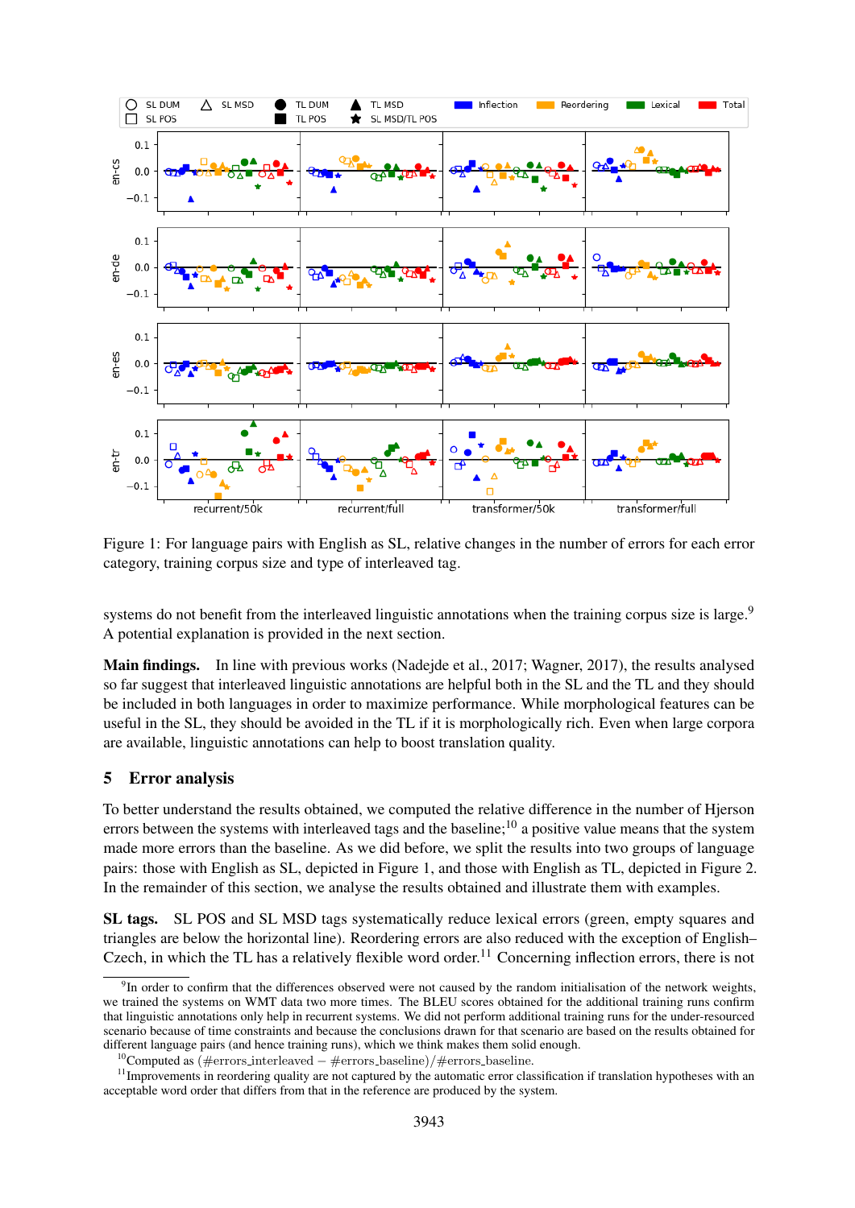Figure 1: For language pairs with English as SL, relative changes in the number of errors for each error category, training corpus size and type of interleaved tag.

systems do not benefit from the interleaved linguistic annotations when the training corpus size is large.[9] A potential explanation is provided in the next section.

**Main findings.** In line with previous works (Nadejde et al., 2017; Wagner, 2017), the results analysed so far suggest that interleaved linguistic annotations are helpful both in the SL and the TL and they should be included in both languages in order to maximize performance. While morphological features can be useful in the SL, they should be avoided in the TL if it is morphologically rich. Even when large corpora are available, linguistic annotations can help to boost translation quality.

## 5 Error analysis

To better understand the results obtained, we computed the relative difference in the number of Hjerson errors between the systems with interleaved tags and the baseline;[10] a positive value means that the system made more errors than the baseline. As we did before, we split the results into two groups of language pairs: those with English as SL, depicted in Figure 1, and those with English as TL, depicted in Figure 2. In the remainder of this section, we analyse the results obtained and illustrate them with examples.

**SL tags.** SL POS and SL MSD tags systematically reduce lexical errors (green, empty squares and triangles are below the horizontal line). Reordering errors are also reduced with the exception of English–Czech, in which the TL has a relatively flexible word order.[11] Concerning inflection errors, there is not

[9] In order to confirm that the differences observed were not caused by the random initialisation of the network weights, we trained the systems on WMT data two more times. The BLEU scores obtained for the additional training runs confirm that linguistic annotations only help in recurrent systems. We did not perform additional training runs for the under-resourced scenario because of time constraints and because the conclusions drawn for that scenario are based on the results obtained for different language pairs (and hence training runs), which we think makes them solid enough.

[10] Computed as (#errors_interleaved − #errors_baseline)/#errors_baseline.

[11] Improvements in reordering quality are not captured by the automatic error classification if translation hypotheses with an acceptable word order that differs from that in the reference are produced by the system.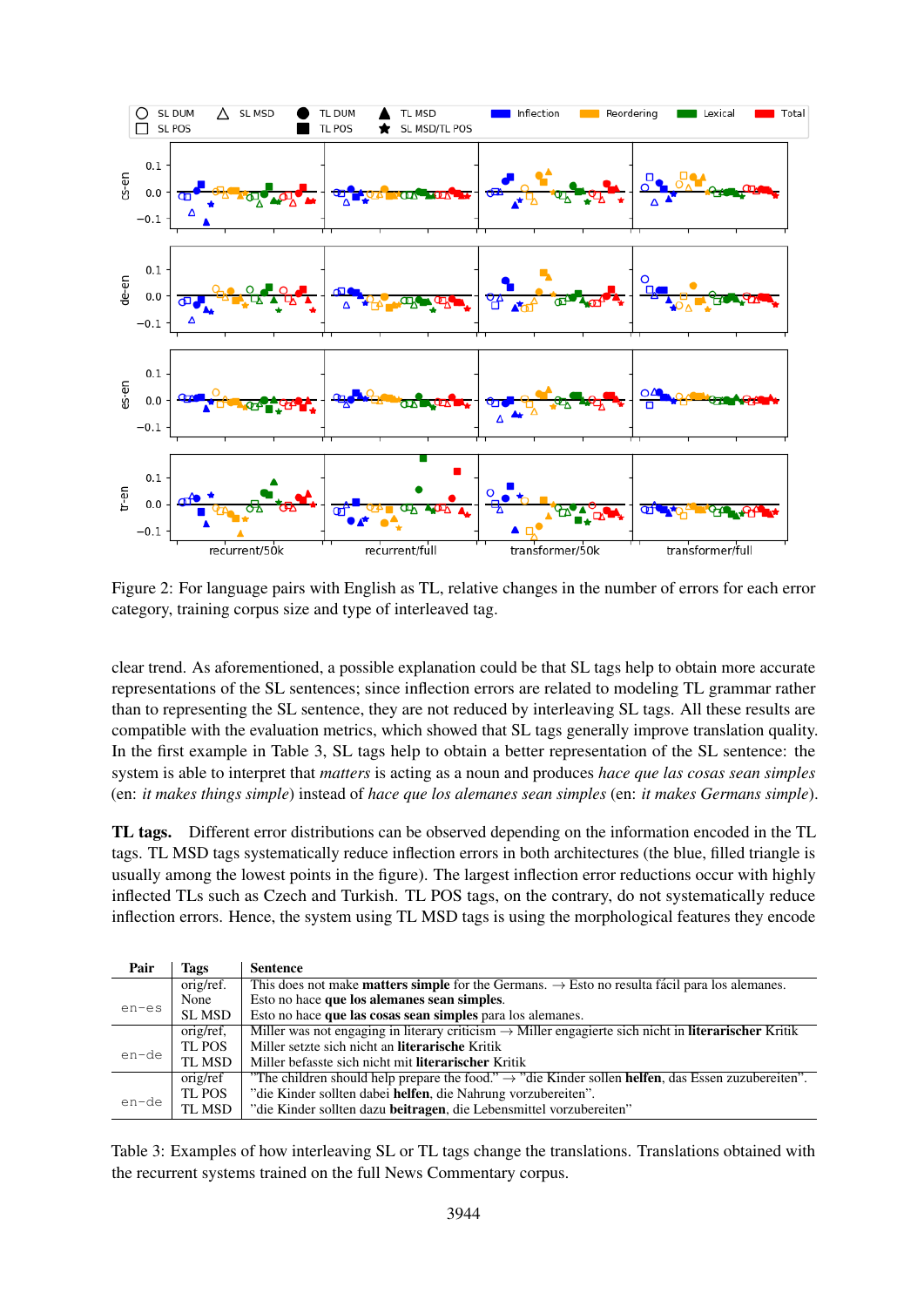Figure 2: For language pairs with English as TL, relative changes in the number of errors for each error category, training corpus size and type of interleaved tag.

clear trend. As aforementioned, a possible explanation could be that SL tags help to obtain more accurate representations of the SL sentences; since inflection errors are related to modeling TL grammar rather than to representing the SL sentence, they are not reduced by interleaving SL tags. All these results are compatible with the evaluation metrics, which showed that SL tags generally improve translation quality. In the first example in Table 3, SL tags help to obtain a better representation of the SL sentence: the system is able to interpret that *matters* is acting as a noun and produces *hace que las cosas sean simples* (en: *it makes things simple*) instead of *hace que los alemanes sean simples* (en: *it makes Germans simple*).

**TL tags.** Different error distributions can be observed depending on the information encoded in the TL tags. TL MSD tags systematically reduce inflection errors in both architectures (the blue, filled triangle is usually among the lowest points in the figure). The largest inflection error reductions occur with highly inflected TLs such as Czech and Turkish. TL POS tags, on the contrary, do not systematically reduce inflection errors. Hence, the system using TL MSD tags is using the morphological features they encode

| Pair | Tags | Sentence |
|---|---|---|
| en-es | orig/ref. | This does not make **matters simple** for the Germans. → Esto no resulta fácil para los alemanes. |
| | None | Esto no hace **que los alemanes sean simples**. |
| | SL MSD | Esto no hace **que las cosas sean simples** para los alemanes. |
| en-de | orig/ref, | Miller was not engaging in literary criticism → Miller engagierte sich nicht in **literarischer** Kritik |
| | TL POS | Miller setzte sich nicht an **literarische** Kritik |
| | TL MSD | Miller befasste sich nicht mit **literarischer** Kritik |
| en-de | orig/ref | "The children should help prepare the food." → "die Kinder sollen **helfen**, das Essen zuzubereiten". |
| | TL POS | "die Kinder sollten dabei **helfen**, die Nahrung vorzubereiten". |
| | TL MSD | "die Kinder sollten dazu **beitragen**, die Lebensmittel vorzubereiten" |

Table 3: Examples of how interleaving SL or TL tags change the translations. Translations obtained with the recurrent systems trained on the full News Commentary corpus.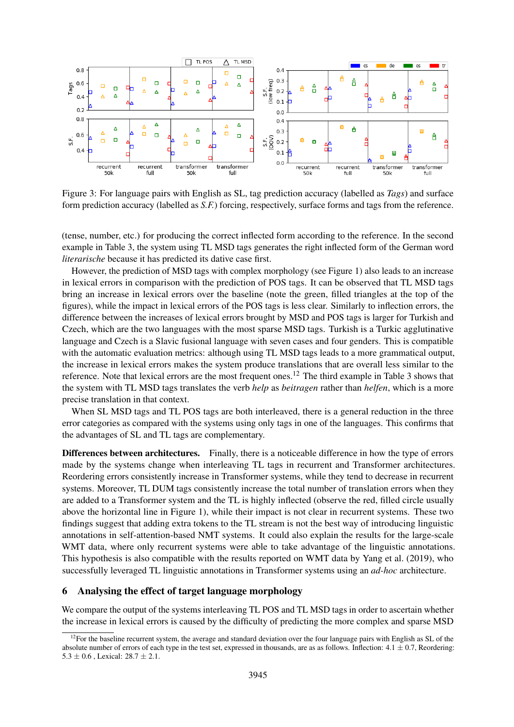Figure 3: For language pairs with English as SL, tag prediction accuracy (labelled as *Tags*) and surface form prediction accuracy (labelled as *S.F.*) forcing, respectively, surface forms and tags from the reference.

(tense, number, etc.) for producing the correct inflected form according to the reference. In the second example in Table 3, the system using TL MSD tags generates the right inflected form of the German word *literarische* because it has predicted its dative case first.

However, the prediction of MSD tags with complex morphology (see Figure 1) also leads to an increase in lexical errors in comparison with the prediction of POS tags. It can be observed that TL MSD tags bring an increase in lexical errors over the baseline (note the green, filled triangles at the top of the figures), while the impact in lexical errors of the POS tags is less clear. Similarly to inflection errors, the difference between the increases of lexical errors brought by MSD and POS tags is larger for Turkish and Czech, which are the two languages with the most sparse MSD tags. Turkish is a Turkic agglutinative language and Czech is a Slavic fusional language with seven cases and four genders. This is compatible with the automatic evaluation metrics: although using TL MSD tags leads to a more grammatical output, the increase in lexical errors makes the system produce translations that are overall less similar to the reference. Note that lexical errors are the most frequent ones.[12] The third example in Table 3 shows that the system with TL MSD tags translates the verb *help* as *beitragen* rather than *helfen*, which is a more precise translation in that context.

When SL MSD tags and TL POS tags are both interleaved, there is a general reduction in the three error categories as compared with the systems using only tags in one of the languages. This confirms that the advantages of SL and TL tags are complementary.

**Differences between architectures.** Finally, there is a noticeable difference in how the type of errors made by the systems change when interleaving TL tags in recurrent and Transformer architectures. Reordering errors consistently increase in Transformer systems, while they tend to decrease in recurrent systems. Moreover, TL DUM tags consistently increase the total number of translation errors when they are added to a Transformer system and the TL is highly inflected (observe the red, filled circle usually above the horizontal line in Figure 1), while their impact is not clear in recurrent systems. These two findings suggest that adding extra tokens to the TL stream is not the best way of introducing linguistic annotations in self-attention-based NMT systems. It could also explain the results for the large-scale WMT data, where only recurrent systems were able to take advantage of the linguistic annotations. This hypothesis is also compatible with the results reported on WMT data by Yang et al. (2019), who successfully leveraged TL linguistic annotations in Transformer systems using an *ad-hoc* architecture.

## 6 Analysing the effect of target language morphology

We compare the output of the systems interleaving TL POS and TL MSD tags in order to ascertain whether the increase in lexical errors is caused by the difficulty of predicting the more complex and sparse MSD

[12] For the baseline recurrent system, the average and standard deviation over the four language pairs with English as SL of the absolute number of errors of each type in the test set, expressed in thousands, are as as follows. Inflection: $4.1 \pm 0.7$, Reordering: $5.3 \pm 0.6$ , Lexical: $28.7 \pm 2.1$.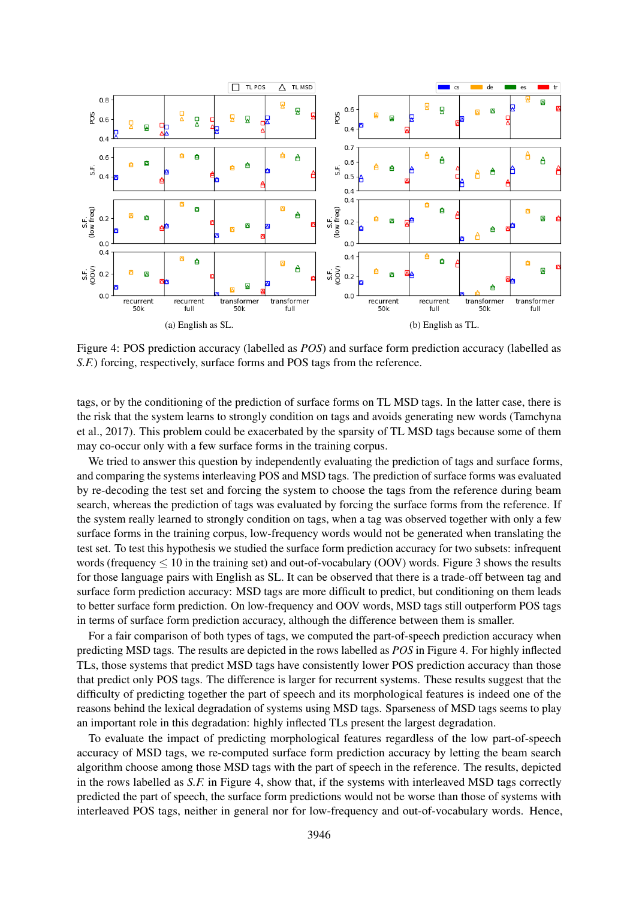(a) English as SL.

(b) English as TL.

Figure 4: POS prediction accuracy (labelled as *POS*) and surface form prediction accuracy (labelled as *S.F.*) forcing, respectively, surface forms and POS tags from the reference.

tags, or by the conditioning of the prediction of surface forms on TL MSD tags. In the latter case, there is the risk that the system learns to strongly condition on tags and avoids generating new words (Tamchyna et al., 2017). This problem could be exacerbated by the sparsity of TL MSD tags because some of them may co-occur only with a few surface forms in the training corpus.

We tried to answer this question by independently evaluating the prediction of tags and surface forms, and comparing the systems interleaving POS and MSD tags. The prediction of surface forms was evaluated by re-decoding the test set and forcing the system to choose the tags from the reference during beam search, whereas the prediction of tags was evaluated by forcing the surface forms from the reference. If the system really learned to strongly condition on tags, when a tag was observed together with only a few surface forms in the training corpus, low-frequency words would not be generated when translating the test set. To test this hypothesis we studied the surface form prediction accuracy for two subsets: infrequent words (frequency $\leq 10$ in the training set) and out-of-vocabulary (OOV) words. Figure 3 shows the results for those language pairs with English as SL. It can be observed that there is a trade-off between tag and surface form prediction accuracy: MSD tags are more difficult to predict, but conditioning on them leads to better surface form prediction. On low-frequency and OOV words, MSD tags still outperform POS tags in terms of surface form prediction accuracy, although the difference between them is smaller.

For a fair comparison of both types of tags, we computed the part-of-speech prediction accuracy when predicting MSD tags. The results are depicted in the rows labelled as *POS* in Figure 4. For highly inflected TLs, those systems that predict MSD tags have consistently lower POS prediction accuracy than those that predict only POS tags. The difference is larger for recurrent systems. These results suggest that the difficulty of predicting together the part of speech and its morphological features is indeed one of the reasons behind the lexical degradation of systems using MSD tags. Sparseness of MSD tags seems to play an important role in this degradation: highly inflected TLs present the largest degradation.

To evaluate the impact of predicting morphological features regardless of the low part-of-speech accuracy of MSD tags, we re-computed surface form prediction accuracy by letting the beam search algorithm choose among those MSD tags with the part of speech in the reference. The results, depicted in the rows labelled as *S.F.* in Figure 4, show that, if the systems with interleaved MSD tags correctly predicted the part of speech, the surface form predictions would not be worse than those of systems with interleaved POS tags, neither in general nor for low-frequency and out-of-vocabulary words. Hence,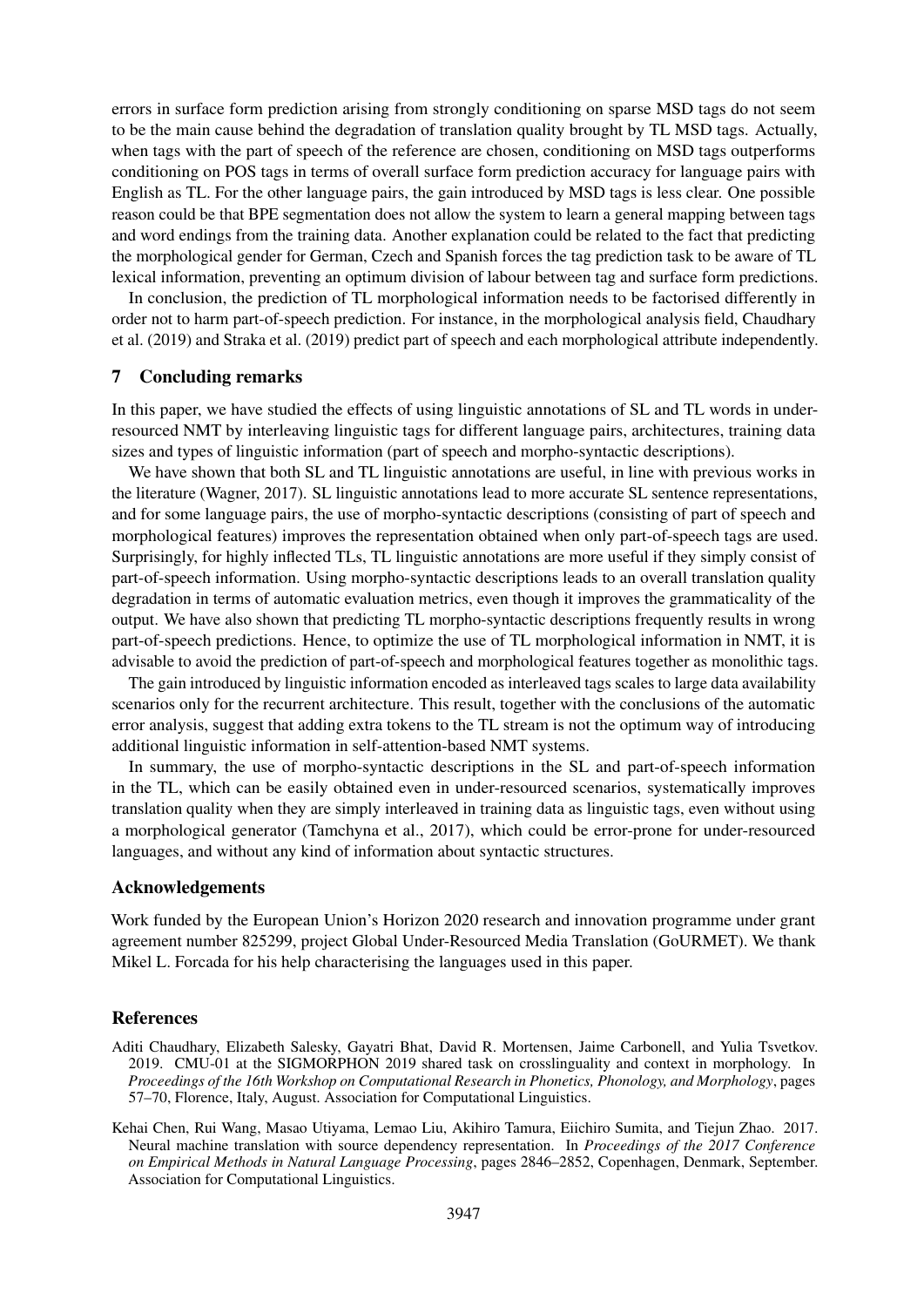errors in surface form prediction arising from strongly conditioning on sparse MSD tags do not seem to be the main cause behind the degradation of translation quality brought by TL MSD tags. Actually, when tags with the part of speech of the reference are chosen, conditioning on MSD tags outperforms conditioning on POS tags in terms of overall surface form prediction accuracy for language pairs with English as TL. For the other language pairs, the gain introduced by MSD tags is less clear. One possible reason could be that BPE segmentation does not allow the system to learn a general mapping between tags and word endings from the training data. Another explanation could be related to the fact that predicting the morphological gender for German, Czech and Spanish forces the tag prediction task to be aware of TL lexical information, preventing an optimum division of labour between tag and surface form predictions.

In conclusion, the prediction of TL morphological information needs to be factorised differently in order not to harm part-of-speech prediction. For instance, in the morphological analysis field, Chaudhary et al. (2019) and Straka et al. (2019) predict part of speech and each morphological attribute independently.

## 7 Concluding remarks

In this paper, we have studied the effects of using linguistic annotations of SL and TL words in under-resourced NMT by interleaving linguistic tags for different language pairs, architectures, training data sizes and types of linguistic information (part of speech and morpho-syntactic descriptions).

We have shown that both SL and TL linguistic annotations are useful, in line with previous works in the literature (Wagner, 2017). SL linguistic annotations lead to more accurate SL sentence representations, and for some language pairs, the use of morpho-syntactic descriptions (consisting of part of speech and morphological features) improves the representation obtained when only part-of-speech tags are used. Surprisingly, for highly inflected TLs, TL linguistic annotations are more useful if they simply consist of part-of-speech information. Using morpho-syntactic descriptions leads to an overall translation quality degradation in terms of automatic evaluation metrics, even though it improves the grammaticality of the output. We have also shown that predicting TL morpho-syntactic descriptions frequently results in wrong part-of-speech predictions. Hence, to optimize the use of TL morphological information in NMT, it is advisable to avoid the prediction of part-of-speech and morphological features together as monolithic tags.

The gain introduced by linguistic information encoded as interleaved tags scales to large data availability scenarios only for the recurrent architecture. This result, together with the conclusions of the automatic error analysis, suggest that adding extra tokens to the TL stream is not the optimum way of introducing additional linguistic information in self-attention-based NMT systems.

In summary, the use of morpho-syntactic descriptions in the SL and part-of-speech information in the TL, which can be easily obtained even in under-resourced scenarios, systematically improves translation quality when they are simply interleaved in training data as linguistic tags, even without using a morphological generator (Tamchyna et al., 2017), which could be error-prone for under-resourced languages, and without any kind of information about syntactic structures.

### Acknowledgements

Work funded by the European Union's Horizon 2020 research and innovation programme under grant agreement number 825299, project Global Under-Resourced Media Translation (GoURMET). We thank Mikel L. Forcada for his help characterising the languages used in this paper.

### References

Aditi Chaudhary, Elizabeth Salesky, Gayatri Bhat, David R. Mortensen, Jaime Carbonell, and Yulia Tsvetkov. 2019. CMU-01 at the SIGMORPHON 2019 shared task on crosslinguality and context in morphology. In *Proceedings of the 16th Workshop on Computational Research in Phonetics, Phonology, and Morphology*, pages 57–70, Florence, Italy, August. Association for Computational Linguistics.

Kehai Chen, Rui Wang, Masao Utiyama, Lemao Liu, Akihiro Tamura, Eiichiro Sumita, and Tiejun Zhao. 2017. Neural machine translation with source dependency representation. In *Proceedings of the 2017 Conference on Empirical Methods in Natural Language Processing*, pages 2846–2852, Copenhagen, Denmark, September. Association for Computational Linguistics.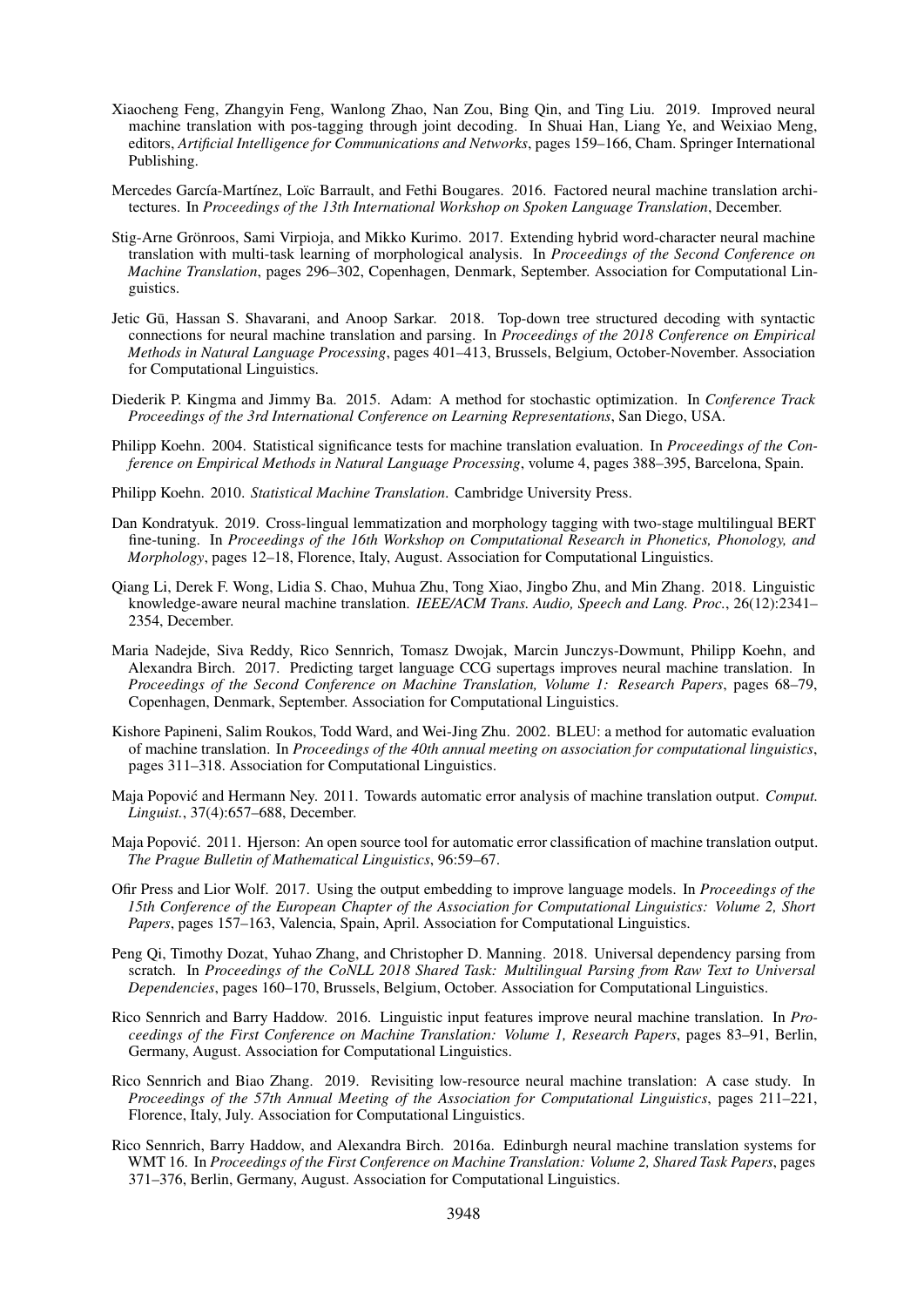Xiaocheng Feng, Zhangyin Feng, Wanlong Zhao, Nan Zou, Bing Qin, and Ting Liu. 2019. Improved neural machine translation with pos-tagging through joint decoding. In Shuai Han, Liang Ye, and Weixiao Meng, editors, *Artificial Intelligence for Communications and Networks*, pages 159–166, Cham. Springer International Publishing.

Mercedes García-Martínez, Loïc Barrault, and Fethi Bougares. 2016. Factored neural machine translation architectures. In *Proceedings of the 13th International Workshop on Spoken Language Translation*, December.

Stig-Arne Grönroos, Sami Virpioja, and Mikko Kurimo. 2017. Extending hybrid word-character neural machine translation with multi-task learning of morphological analysis. In *Proceedings of the Second Conference on Machine Translation*, pages 296–302, Copenhagen, Denmark, September. Association for Computational Linguistics.

Jetic Gū, Hassan S. Shavarani, and Anoop Sarkar. 2018. Top-down tree structured decoding with syntactic connections for neural machine translation and parsing. In *Proceedings of the 2018 Conference on Empirical Methods in Natural Language Processing*, pages 401–413, Brussels, Belgium, October-November. Association for Computational Linguistics.

Diederik P. Kingma and Jimmy Ba. 2015. Adam: A method for stochastic optimization. In *Conference Track Proceedings of the 3rd International Conference on Learning Representations*, San Diego, USA.

Philipp Koehn. 2004. Statistical significance tests for machine translation evaluation. In *Proceedings of the Conference on Empirical Methods in Natural Language Processing*, volume 4, pages 388–395, Barcelona, Spain.

Philipp Koehn. 2010. *Statistical Machine Translation*. Cambridge University Press.

Dan Kondratyuk. 2019. Cross-lingual lemmatization and morphology tagging with two-stage multilingual BERT fine-tuning. In *Proceedings of the 16th Workshop on Computational Research in Phonetics, Phonology, and Morphology*, pages 12–18, Florence, Italy, August. Association for Computational Linguistics.

Qiang Li, Derek F. Wong, Lidia S. Chao, Muhua Zhu, Tong Xiao, Jingbo Zhu, and Min Zhang. 2018. Linguistic knowledge-aware neural machine translation. *IEEE/ACM Trans. Audio, Speech and Lang. Proc.*, 26(12):2341–2354, December.

Maria Nadejde, Siva Reddy, Rico Sennrich, Tomasz Dwojak, Marcin Junczys-Dowmunt, Philipp Koehn, and Alexandra Birch. 2017. Predicting target language CCG supertags improves neural machine translation. In *Proceedings of the Second Conference on Machine Translation, Volume 1: Research Papers*, pages 68–79, Copenhagen, Denmark, September. Association for Computational Linguistics.

Kishore Papineni, Salim Roukos, Todd Ward, and Wei-Jing Zhu. 2002. BLEU: a method for automatic evaluation of machine translation. In *Proceedings of the 40th annual meeting on association for computational linguistics*, pages 311–318. Association for Computational Linguistics.

Maja Popović and Hermann Ney. 2011. Towards automatic error analysis of machine translation output. *Comput. Linguist.*, 37(4):657–688, December.

Maja Popović. 2011. Hjerson: An open source tool for automatic error classification of machine translation output. *The Prague Bulletin of Mathematical Linguistics*, 96:59–67.

Ofir Press and Lior Wolf. 2017. Using the output embedding to improve language models. In *Proceedings of the 15th Conference of the European Chapter of the Association for Computational Linguistics: Volume 2, Short Papers*, pages 157–163, Valencia, Spain, April. Association for Computational Linguistics.

Peng Qi, Timothy Dozat, Yuhao Zhang, and Christopher D. Manning. 2018. Universal dependency parsing from scratch. In *Proceedings of the CoNLL 2018 Shared Task: Multilingual Parsing from Raw Text to Universal Dependencies*, pages 160–170, Brussels, Belgium, October. Association for Computational Linguistics.

Rico Sennrich and Barry Haddow. 2016. Linguistic input features improve neural machine translation. In *Proceedings of the First Conference on Machine Translation: Volume 1, Research Papers*, pages 83–91, Berlin, Germany, August. Association for Computational Linguistics.

Rico Sennrich and Biao Zhang. 2019. Revisiting low-resource neural machine translation: A case study. In *Proceedings of the 57th Annual Meeting of the Association for Computational Linguistics*, pages 211–221, Florence, Italy, July. Association for Computational Linguistics.

Rico Sennrich, Barry Haddow, and Alexandra Birch. 2016a. Edinburgh neural machine translation systems for WMT 16. In *Proceedings of the First Conference on Machine Translation: Volume 2, Shared Task Papers*, pages 371–376, Berlin, Germany, August. Association for Computational Linguistics.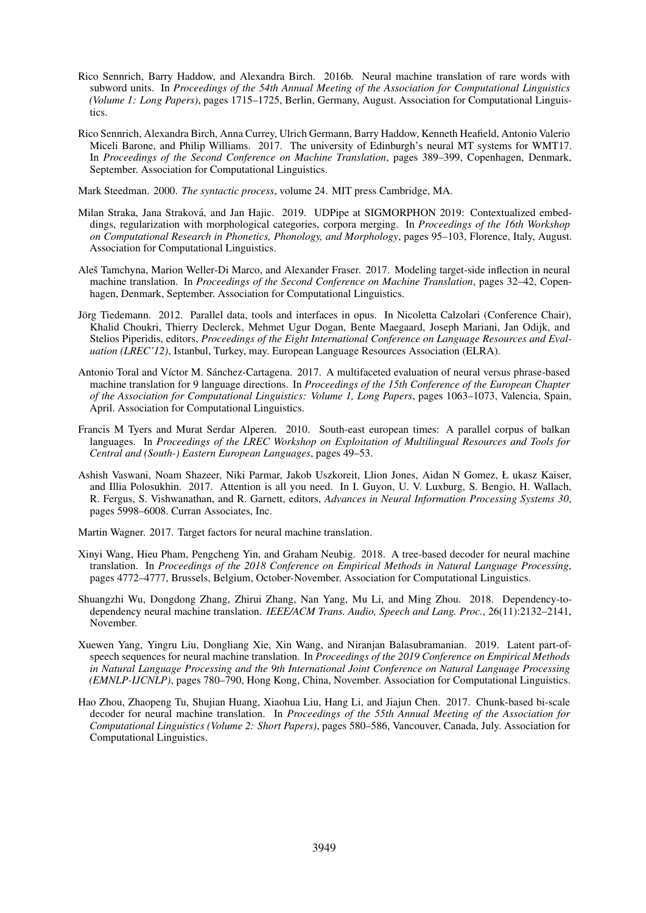Rico Sennrich, Barry Haddow, and Alexandra Birch. 2016b. Neural machine translation of rare words with subword units. In *Proceedings of the 54th Annual Meeting of the Association for Computational Linguistics (Volume 1: Long Papers)*, pages 1715–1725, Berlin, Germany, August. Association for Computational Linguistics.

Rico Sennrich, Alexandra Birch, Anna Currey, Ulrich Germann, Barry Haddow, Kenneth Heafield, Antonio Valerio Miceli Barone, and Philip Williams. 2017. The university of Edinburgh's neural MT systems for WMT17. In *Proceedings of the Second Conference on Machine Translation*, pages 389–399, Copenhagen, Denmark, September. Association for Computational Linguistics.

Mark Steedman. 2000. *The syntactic process*, volume 24. MIT press Cambridge, MA.

Milan Straka, Jana Straková, and Jan Hajic. 2019. UDPipe at SIGMORPHON 2019: Contextualized embeddings, regularization with morphological categories, corpora merging. In *Proceedings of the 16th Workshop on Computational Research in Phonetics, Phonology, and Morphology*, pages 95–103, Florence, Italy, August. Association for Computational Linguistics.

Aleš Tamchyna, Marion Weller-Di Marco, and Alexander Fraser. 2017. Modeling target-side inflection in neural machine translation. In *Proceedings of the Second Conference on Machine Translation*, pages 32–42, Copenhagen, Denmark, September. Association for Computational Linguistics.

Jörg Tiedemann. 2012. Parallel data, tools and interfaces in opus. In Nicoletta Calzolari (Conference Chair), Khalid Choukri, Thierry Declerck, Mehmet Ugur Dogan, Bente Maegaard, Joseph Mariani, Jan Odijk, and Stelios Piperidis, editors, *Proceedings of the Eight International Conference on Language Resources and Evaluation (LREC'12)*, Istanbul, Turkey, may. European Language Resources Association (ELRA).

Antonio Toral and Víctor M. Sánchez-Cartagena. 2017. A multifaceted evaluation of neural versus phrase-based machine translation for 9 language directions. In *Proceedings of the 15th Conference of the European Chapter of the Association for Computational Linguistics: Volume 1, Long Papers*, pages 1063–1073, Valencia, Spain, April. Association for Computational Linguistics.

Francis M Tyers and Murat Serdar Alperen. 2010. South-east european times: A parallel corpus of balkan languages. In *Proceedings of the LREC Workshop on Exploitation of Multilingual Resources and Tools for Central and (South-) Eastern European Languages*, pages 49–53.

Ashish Vaswani, Noam Shazeer, Niki Parmar, Jakob Uszkoreit, Llion Jones, Aidan N Gomez, Ł ukasz Kaiser, and Illia Polosukhin. 2017. Attention is all you need. In I. Guyon, U. V. Luxburg, S. Bengio, H. Wallach, R. Fergus, S. Vishwanathan, and R. Garnett, editors, *Advances in Neural Information Processing Systems 30*, pages 5998–6008. Curran Associates, Inc.

Martin Wagner. 2017. Target factors for neural machine translation.

Xinyi Wang, Hieu Pham, Pengcheng Yin, and Graham Neubig. 2018. A tree-based decoder for neural machine translation. In *Proceedings of the 2018 Conference on Empirical Methods in Natural Language Processing*, pages 4772–4777, Brussels, Belgium, October-November. Association for Computational Linguistics.

Shuangzhi Wu, Dongdong Zhang, Zhirui Zhang, Nan Yang, Mu Li, and Ming Zhou. 2018. Dependency-to-dependency neural machine translation. *IEEE/ACM Trans. Audio, Speech and Lang. Proc.*, 26(11):2132–2141, November.

Xuewen Yang, Yingru Liu, Dongliang Xie, Xin Wang, and Niranjan Balasubramanian. 2019. Latent part-of-speech sequences for neural machine translation. In *Proceedings of the 2019 Conference on Empirical Methods in Natural Language Processing and the 9th International Joint Conference on Natural Language Processing (EMNLP-IJCNLP)*, pages 780–790, Hong Kong, China, November. Association for Computational Linguistics.

Hao Zhou, Zhaopeng Tu, Shujian Huang, Xiaohua Liu, Hang Li, and Jiajun Chen. 2017. Chunk-based bi-scale decoder for neural machine translation. In *Proceedings of the 55th Annual Meeting of the Association for Computational Linguistics (Volume 2: Short Papers)*, pages 580–586, Vancouver, Canada, July. Association for Computational Linguistics.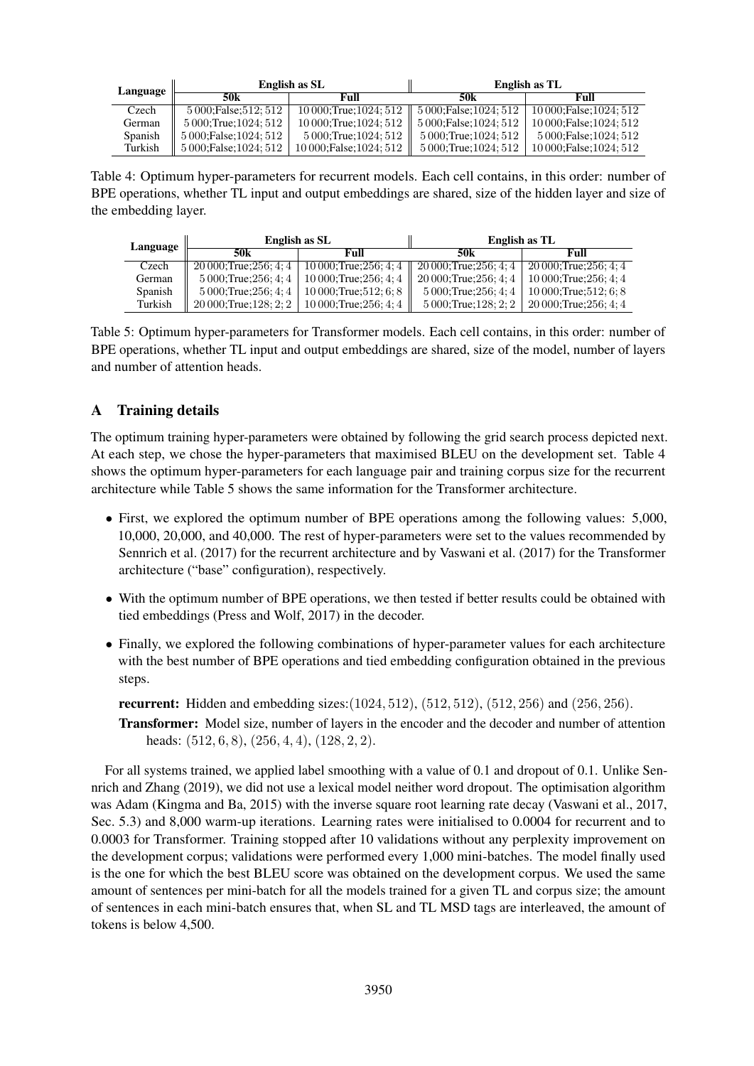| Language | English as SL | | English as TL | |
|---|---|---|---|---|
| | 50k | Full | 50k | Full |
| Czech | 5 000;False;512; 512 | 10 000;True;1024; 512 | 5 000;False;1024; 512 | 10 000;False;1024; 512 |
| German | 5 000;True;1024; 512 | 10 000;True;1024; 512 | 5 000;False;1024; 512 | 10 000;False;1024; 512 |
| Spanish | 5 000;False;1024; 512 | 5 000;True;1024; 512 | 5 000;True;1024; 512 | 5 000;False;1024; 512 |
| Turkish | 5 000;False;1024; 512 | 10 000;False;1024; 512 | 5 000;True;1024; 512 | 10 000;False;1024; 512 |

Table 4: Optimum hyper-parameters for recurrent models. Each cell contains, in this order: number of BPE operations, whether TL input and output embeddings are shared, size of the hidden layer and size of the embedding layer.

| Language | English as SL | | English as TL | |
|---|---|---|---|---|
| | 50k | Full | 50k | Full |
| Czech | 20 000;True;256; 4; 4 | 10 000;True;256; 4; 4 | 20 000;True;256; 4; 4 | 20 000;True;256; 4; 4 |
| German | 5 000;True;256; 4; 4 | 10 000;True;256; 4; 4 | 20 000;True;256; 4; 4 | 10 000;True;256; 4; 4 |
| Spanish | 5 000;True;256; 4; 4 | 10 000;True;512; 6; 8 | 5 000;True;256; 4; 4 | 10 000;True;512; 6; 8 |
| Turkish | 20 000;True;128; 2; 2 | 10 000;True;256; 4; 4 | 5 000;True;128; 2; 2 | 20 000;True;256; 4; 4 |

Table 5: Optimum hyper-parameters for Transformer models. Each cell contains, in this order: number of BPE operations, whether TL input and output embeddings are shared, size of the model, number of layers and number of attention heads.

## A Training details

The optimum training hyper-parameters were obtained by following the grid search process depicted next. At each step, we chose the hyper-parameters that maximised BLEU on the development set. Table 4 shows the optimum hyper-parameters for each language pair and training corpus size for the recurrent architecture while Table 5 shows the same information for the Transformer architecture.

- First, we explored the optimum number of BPE operations among the following values: 5,000, 10,000, 20,000, and 40,000. The rest of hyper-parameters were set to the values recommended by Sennrich et al. (2017) for the recurrent architecture and by Vaswani et al. (2017) for the Transformer architecture ("base" configuration), respectively.
- With the optimum number of BPE operations, we then tested if better results could be obtained with tied embeddings (Press and Wolf, 2017) in the decoder.
- Finally, we explored the following combinations of hyper-parameter values for each architecture with the best number of BPE operations and tied embedding configuration obtained in the previous steps.

  **recurrent:** Hidden and embedding sizes:$(1024, 512)$, $(512, 512)$, $(512, 256)$ and $(256, 256)$.

  **Transformer:** Model size, number of layers in the encoder and the decoder and number of attention heads: $(512, 6, 8)$, $(256, 4, 4)$, $(128, 2, 2)$.

For all systems trained, we applied label smoothing with a value of 0.1 and dropout of 0.1. Unlike Sennrich and Zhang (2019), we did not use a lexical model neither word dropout. The optimisation algorithm was Adam (Kingma and Ba, 2015) with the inverse square root learning rate decay (Vaswani et al., 2017, Sec. 5.3) and 8,000 warm-up iterations. Learning rates were initialised to 0.0004 for recurrent and to 0.0003 for Transformer. Training stopped after 10 validations without any perplexity improvement on the development corpus; validations were performed every 1,000 mini-batches. The model finally used is the one for which the best BLEU score was obtained on the development corpus. We used the same amount of sentences per mini-batch for all the models trained for a given TL and corpus size; the amount of sentences in each mini-batch ensures that, when SL and TL MSD tags are interleaved, the amount of tokens is below 4,500.